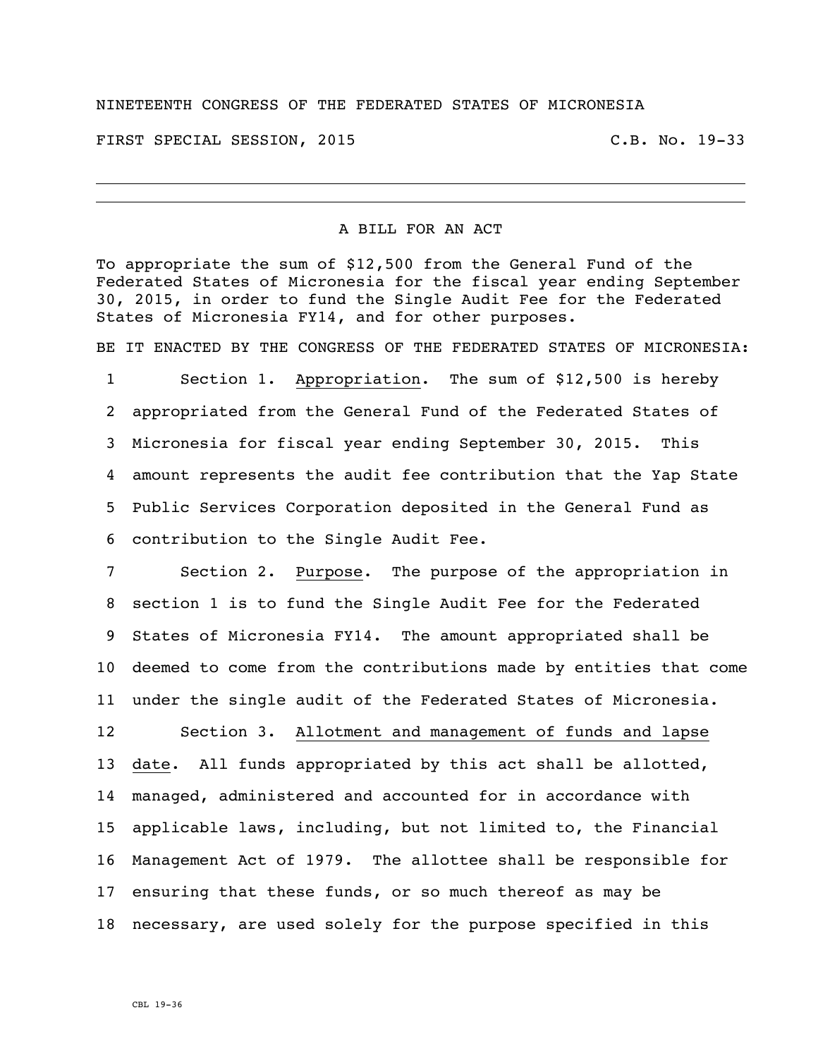NINETEENTH CONGRESS OF THE FEDERATED STATES OF MICRONESIA

FIRST SPECIAL SESSION, 2015 C.B. No. 19-33

---

A BILL FOR AN ACT

To appropriate the sum of $12,500 from the General Fund of the Federated States of Micronesia for the fiscal year ending September 30, 2015, in order to fund the Single Audit Fee for the Federated States of Micronesia FY14, and for other purposes.

BE IT ENACTED BY THE CONGRESS OF THE FEDERATED STATES OF MICRONESIA:

1 Section 1. Appropriation. The sum of $12,500 is hereby
2 appropriated from the General Fund of the Federated States of
3 Micronesia for fiscal year ending September 30, 2015. This
4 amount represents the audit fee contribution that the Yap State
5 Public Services Corporation deposited in the General Fund as
6 contribution to the Single Audit Fee.

7 Section 2. Purpose. The purpose of the appropriation in
8 section 1 is to fund the Single Audit Fee for the Federated
9 States of Micronesia FY14. The amount appropriated shall be
10 deemed to come from the contributions made by entities that come
11 under the single audit of the Federated States of Micronesia.

12 Section 3. Allotment and management of funds and lapse
13 date. All funds appropriated by this act shall be allotted,
14 managed, administered and accounted for in accordance with
15 applicable laws, including, but not limited to, the Financial
16 Management Act of 1979. The allottee shall be responsible for
17 ensuring that these funds, or so much thereof as may be
18 necessary, are used solely for the purpose specified in this

CBL 19-36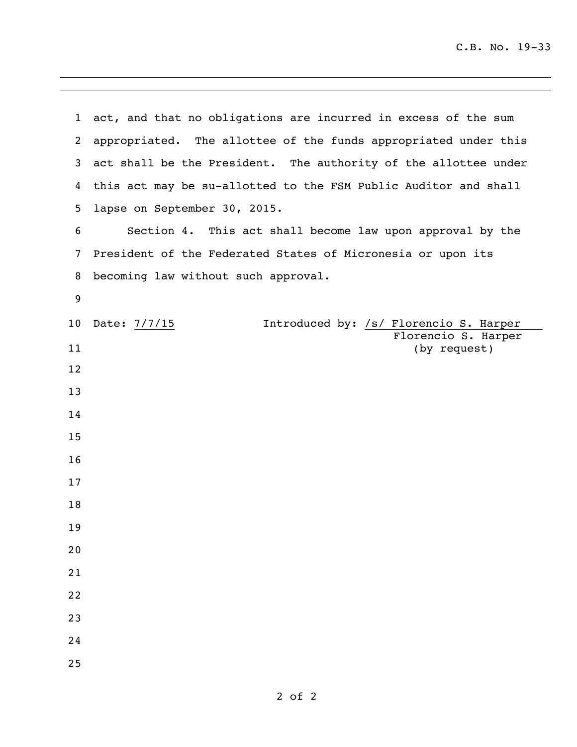act, and that no obligations are incurred in excess of the sum appropriated. The allottee of the funds appropriated under this act shall be the President. The authority of the allottee under this act may be su-allotted to the FSM Public Auditor and shall lapse on September 30, 2015.

Section 4. This act shall become law upon approval by the President of the Federated States of Micronesia or upon its becoming law without such approval.

Date: 7/7/15

Introduced by: /s/ Florencio S. Harper
Florencio S. Harper
(by request)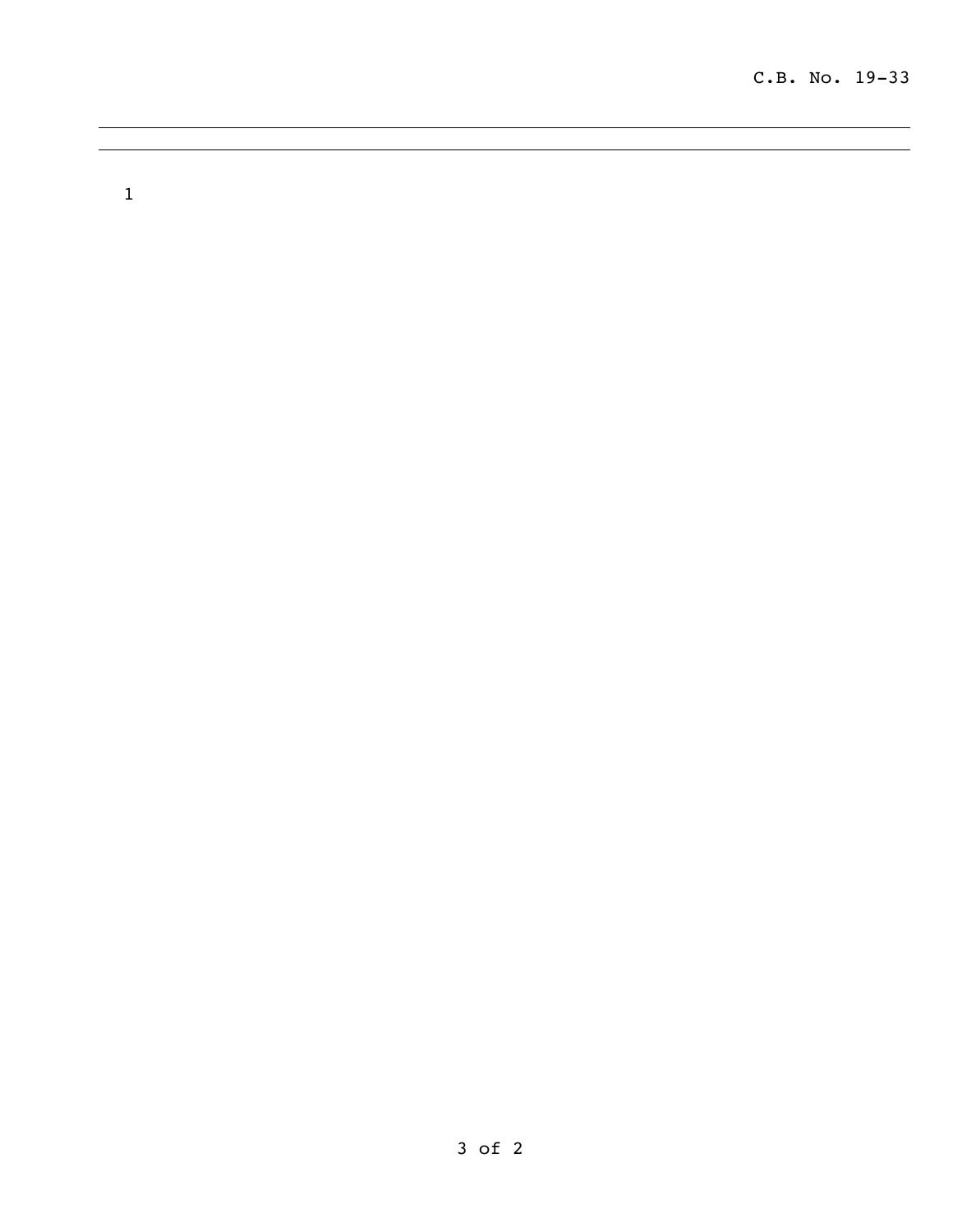1